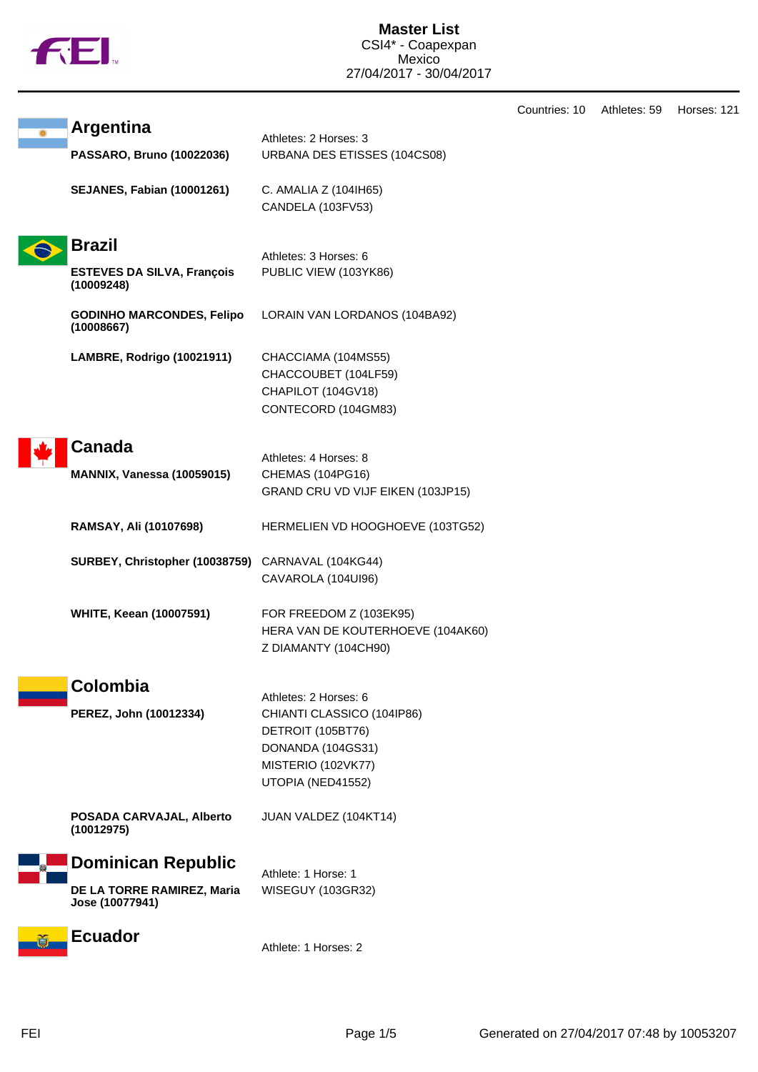# Master List

CSI4* - Coapexpan
Mexico
27/04/2017 - 30/04/2017

Countries: 10 Athletes: 59 Horses: 121

## Argentina

Athletes: 2 Horses: 3

| Athlete | Horses |
|---|---|
| **PASSARO, Bruno (10022036)** | URBANA DES ETISSES (104CS08) |
| **SEJANES, Fabian (10001261)** | C. AMALIA Z (104IH65)<br>CANDELA (103FV53) |

## Brazil

Athletes: 3 Horses: 6

| Athlete | Horses |
|---|---|
| **ESTEVES DA SILVA, François (10009248)** | PUBLIC VIEW (103YK86) |
| **GODINHO MARCONDES, Felipo (10008667)** | LORAIN VAN LORDANOS (104BA92) |
| **LAMBRE, Rodrigo (10021911)** | CHACCIAMA (104MS55)<br>CHACCOUBET (104LF59)<br>CHAPILOT (104GV18)<br>CONTECORD (104GM83) |

## Canada

Athletes: 4 Horses: 8

| Athlete | Horses |
|---|---|
| **MANNIX, Vanessa (10059015)** | CHEMAS (104PG16)<br>GRAND CRU VD VIJF EIKEN (103JP15) |
| **RAMSAY, Ali (10107698)** | HERMELIEN VD HOOGHOEVE (103TG52) |
| **SURBEY, Christopher (10038759)** | CARNAVAL (104KG44)<br>CAVAROLA (104UI96) |
| **WHITE, Keean (10007591)** | FOR FREEDOM Z (103EK95)<br>HERA VAN DE KOUTERHOEVE (104AK60)<br>Z DIAMANTY (104CH90) |

## Colombia

Athletes: 2 Horses: 6

| Athlete | Horses |
|---|---|
| **PEREZ, John (10012334)** | CHIANTI CLASSICO (104IP86)<br>DETROIT (105BT76)<br>DONANDA (104GS31)<br>MISTERIO (102VK77)<br>UTOPIA (NED41552) |
| **POSADA CARVAJAL, Alberto (10012975)** | JUAN VALDEZ (104KT14) |

## Dominican Republic

Athlete: 1 Horse: 1

| Athlete | Horses |
|---|---|
| **DE LA TORRE RAMIREZ, Maria Jose (10077941)** | WISEGUY (103GR32) |

## Ecuador

Athlete: 1 Horses: 2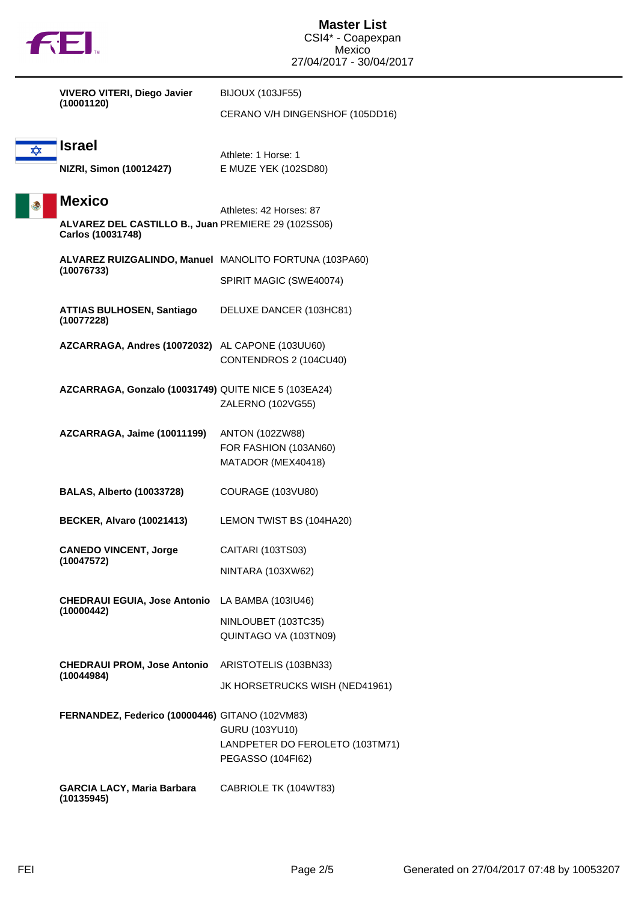# Master List

CSI4* - Coapexpan
Mexico
27/04/2017 - 30/04/2017

| Athlete | Horse |
|---|---|
| **VIVERO VITERI, Diego Javier (10001120)** | BIJOUX (103JF55) |
| | CERANO V/H DINGENSHOF (105DD16) |

## Israel

Athlete: 1 Horse: 1

| Athlete | Horse |
|---|---|
| **NIZRI, Simon (10012427)** | E MUZE YEK (102SD80) |

## Mexico

Athletes: 42 Horses: 87

| Athlete | Horse |
|---|---|
| **ALVAREZ DEL CASTILLO B., Juan Carlos (10031748)** | PREMIERE 29 (102SS06) |
| **ALVAREZ RUIZGALINDO, Manuel (10076733)** | MANOLITO FORTUNA (103PA60) |
| | SPIRIT MAGIC (SWE40074) |
| **ATTIAS BULHOSEN, Santiago (10077228)** | DELUXE DANCER (103HC81) |
| **AZCARRAGA, Andres (10072032)** | AL CAPONE (103UU60) |
| | CONTENDROS 2 (104CU40) |
| **AZCARRAGA, Gonzalo (10031749)** | QUITE NICE 5 (103EA24) |
| | ZALERNO (102VG55) |
| **AZCARRAGA, Jaime (10011199)** | ANTON (102ZW88) |
| | FOR FASHION (103AN60) |
| | MATADOR (MEX40418) |
| **BALAS, Alberto (10033728)** | COURAGE (103VU80) |
| **BECKER, Alvaro (10021413)** | LEMON TWIST BS (104HA20) |
| **CANEDO VINCENT, Jorge (10047572)** | CAITARI (103TS03) |
| | NINTARA (103XW62) |
| **CHEDRAUI EGUIA, Jose Antonio (10000442)** | LA BAMBA (103IU46) |
| | NINLOUBET (103TC35) |
| | QUINTAGO VA (103TN09) |
| **CHEDRAUI PROM, Jose Antonio (10044984)** | ARISTOTELIS (103BN33) |
| | JK HORSETRUCKS WISH (NED41961) |
| **FERNANDEZ, Federico (10000446)** | GITANO (102VM83) |
| | GURU (103YU10) |
| | LANDPETER DO FEROLETO (103TM71) |
| | PEGASSO (104FI62) |
| **GARCIA LACY, Maria Barbara (10135945)** | CABRIOLE TK (104WT83) |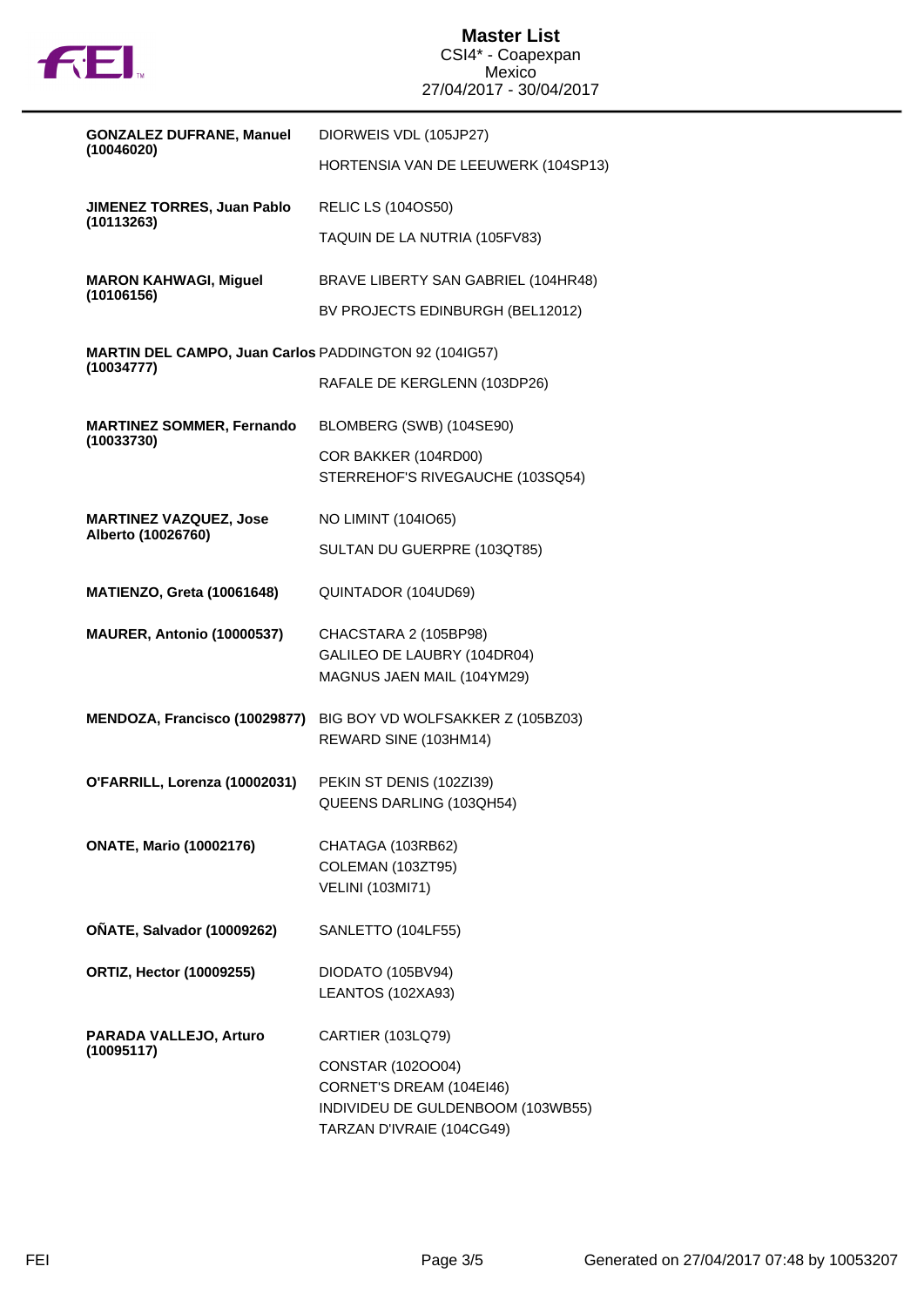# Master List

CSI4* - Coapexpan
Mexico
27/04/2017 - 30/04/2017

| Rider | Horses |
| --- | --- |
| **GONZALEZ DUFRANE, Manuel (10046020)** | DIORWEIS VDL (105JP27)<br>HORTENSIA VAN DE LEEUWERK (104SP13) |
| **JIMENEZ TORRES, Juan Pablo (10113263)** | RELIC LS (104OS50)<br>TAQUIN DE LA NUTRIA (105FV83) |
| **MARON KAHWAGI, Miguel (10106156)** | BRAVE LIBERTY SAN GABRIEL (104HR48)<br>BV PROJECTS EDINBURGH (BEL12012) |
| **MARTIN DEL CAMPO, Juan Carlos (10034777)** | PADDINGTON 92 (104IG57)<br>RAFALE DE KERGLENN (103DP26) |
| **MARTINEZ SOMMER, Fernando (10033730)** | BLOMBERG (SWB) (104SE90)<br>COR BAKKER (104RD00)<br>STERREHOF'S RIVEGAUCHE (103SQ54) |
| **MARTINEZ VAZQUEZ, Jose Alberto (10026760)** | NO LIMINT (104IO65)<br>SULTAN DU GUERPRE (103QT85) |
| **MATIENZO, Greta (10061648)** | QUINTADOR (104UD69) |
| **MAURER, Antonio (10000537)** | CHACSTARA 2 (105BP98)<br>GALILEO DE LAUBRY (104DR04)<br>MAGNUS JAEN MAIL (104YM29) |
| **MENDOZA, Francisco (10029877)** | BIG BOY VD WOLFSAKKER Z (105BZ03)<br>REWARD SINE (103HM14) |
| **O'FARRILL, Lorenza (10002031)** | PEKIN ST DENIS (102ZI39)<br>QUEENS DARLING (103QH54) |
| **ONATE, Mario (10002176)** | CHATAGA (103RB62)<br>COLEMAN (103ZT95)<br>VELINI (103MI71) |
| **OÑATE, Salvador (10009262)** | SANLETTO (104LF55) |
| **ORTIZ, Hector (10009255)** | DIODATO (105BV94)<br>LEANTOS (102XA93) |
| **PARADA VALLEJO, Arturo (10095117)** | CARTIER (103LQ79)<br>CONSTAR (102OO04)<br>CORNET'S DREAM (104EI46)<br>INDIVIDEU DE GULDENBOOM (103WB55)<br>TARZAN D'IVRAIE (104CG49) |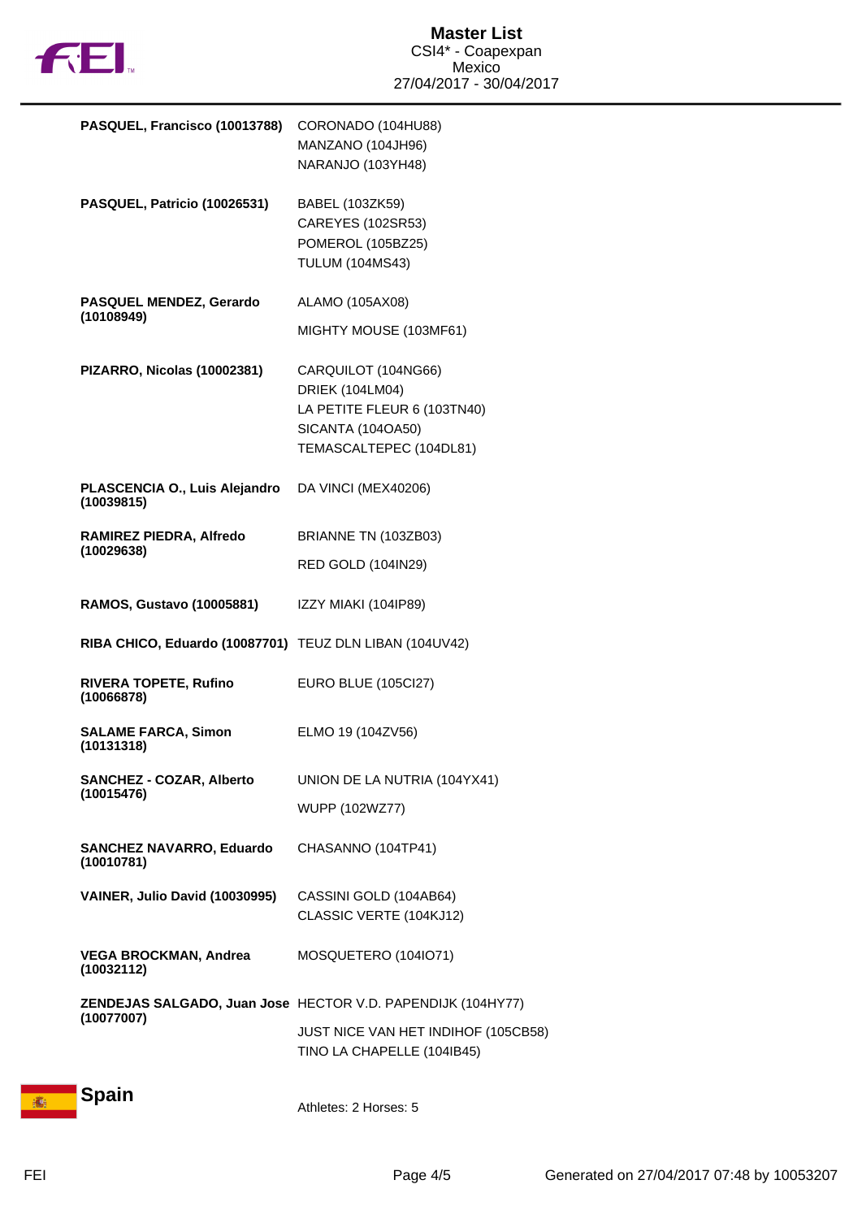# Master List

CSI4* - Coapexpan
Mexico
27/04/2017 - 30/04/2017

| Athlete | Horses |
|---|---|
| **PASQUEL, Francisco (10013788)** | CORONADO (104HU88)<br>MANZANO (104JH96)<br>NARANJO (103YH48) |
| **PASQUEL, Patricio (10026531)** | BABEL (103ZK59)<br>CAREYES (102SR53)<br>POMEROL (105BZ25)<br>TULUM (104MS43) |
| **PASQUEL MENDEZ, Gerardo (10108949)** | ALAMO (105AX08)<br>MIGHTY MOUSE (103MF61) |
| **PIZARRO, Nicolas (10002381)** | CARQUILOT (104NG66)<br>DRIEK (104LM04)<br>LA PETITE FLEUR 6 (103TN40)<br>SICANTA (104OA50)<br>TEMASCALTEPEC (104DL81) |
| **PLASCENCIA O., Luis Alejandro (10039815)** | DA VINCI (MEX40206) |
| **RAMIREZ PIEDRA, Alfredo (10029638)** | BRIANNE TN (103ZB03)<br>RED GOLD (104IN29) |
| **RAMOS, Gustavo (10005881)** | IZZY MIAKI (104IP89) |
| **RIBA CHICO, Eduardo (10087701)** | TEUZ DLN LIBAN (104UV42) |
| **RIVERA TOPETE, Rufino (10066878)** | EURO BLUE (105CI27) |
| **SALAME FARCA, Simon (10131318)** | ELMO 19 (104ZV56) |
| **SANCHEZ - COZAR, Alberto (10015476)** | UNION DE LA NUTRIA (104YX41)<br>WUPP (102WZ77) |
| **SANCHEZ NAVARRO, Eduardo (10010781)** | CHASANNO (104TP41) |
| **VAINER, Julio David (10030995)** | CASSINI GOLD (104AB64)<br>CLASSIC VERTE (104KJ12) |
| **VEGA BROCKMAN, Andrea (10032112)** | MOSQUETERO (104IO71) |
| **ZENDEJAS SALGADO, Juan Jose (10077007)** | HECTOR V.D. PAPENDIJK (104HY77)<br>JUST NICE VAN HET INDIHOF (105CB58)<br>TINO LA CHAPELLE (104IB45) |

## Spain

Athletes: 2 Horses: 5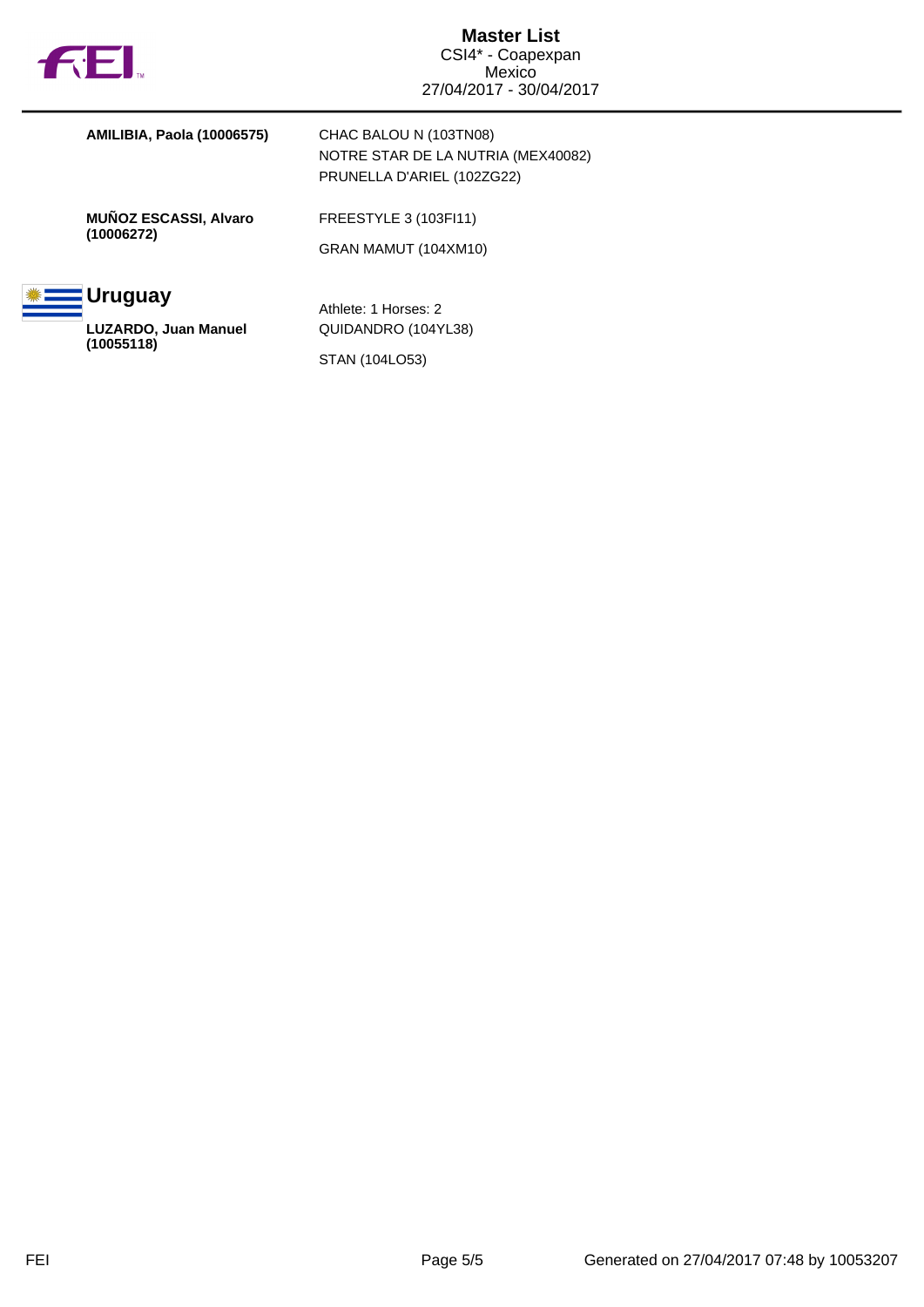**Master List**
CSI4* - Coapexpan
Mexico
27/04/2017 - 30/04/2017

| | |
|---|---|
| **AMILIBIA, Paola (10006575)** | CHAC BALOU N (103TN08) |
| | NOTRE STAR DE LA NUTRIA (MEX40082) |
| | PRUNELLA D'ARIEL (102ZG22) |
| **MUÑOZ ESCASSI, Alvaro (10006272)** | FREESTYLE 3 (103FI11) |
| | GRAN MAMUT (104XM10) |

## Uruguay

Athlete: 1 Horses: 2

| | |
|---|---|
| **LUZARDO, Juan Manuel (10055118)** | QUIDANDRO (104YL38) |
| | STAN (104LO53) |

FEI

Generated on 27/04/2017 07:48 by 10053207